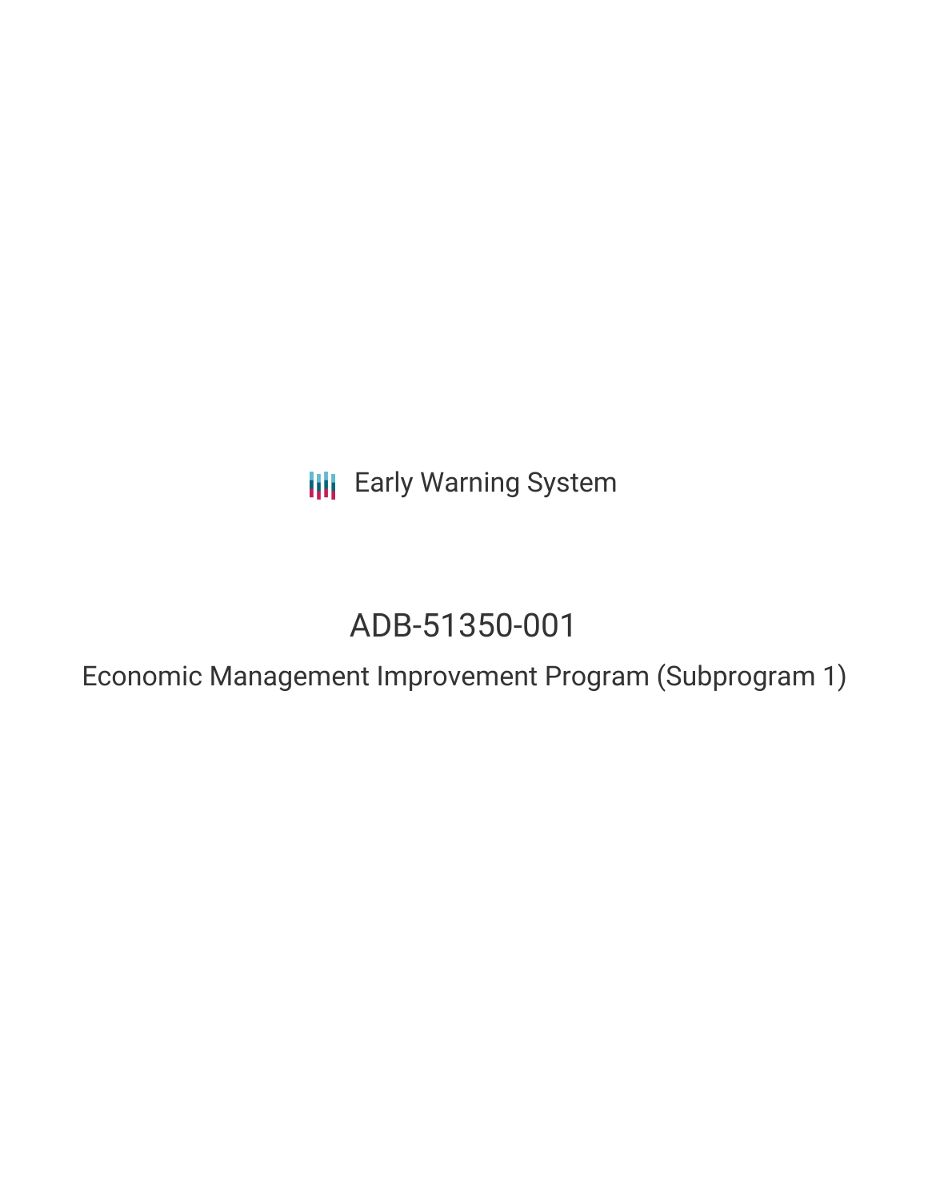Early Warning System

# ADB-51350-001

## Economic Management Improvement Program (Subprogram 1)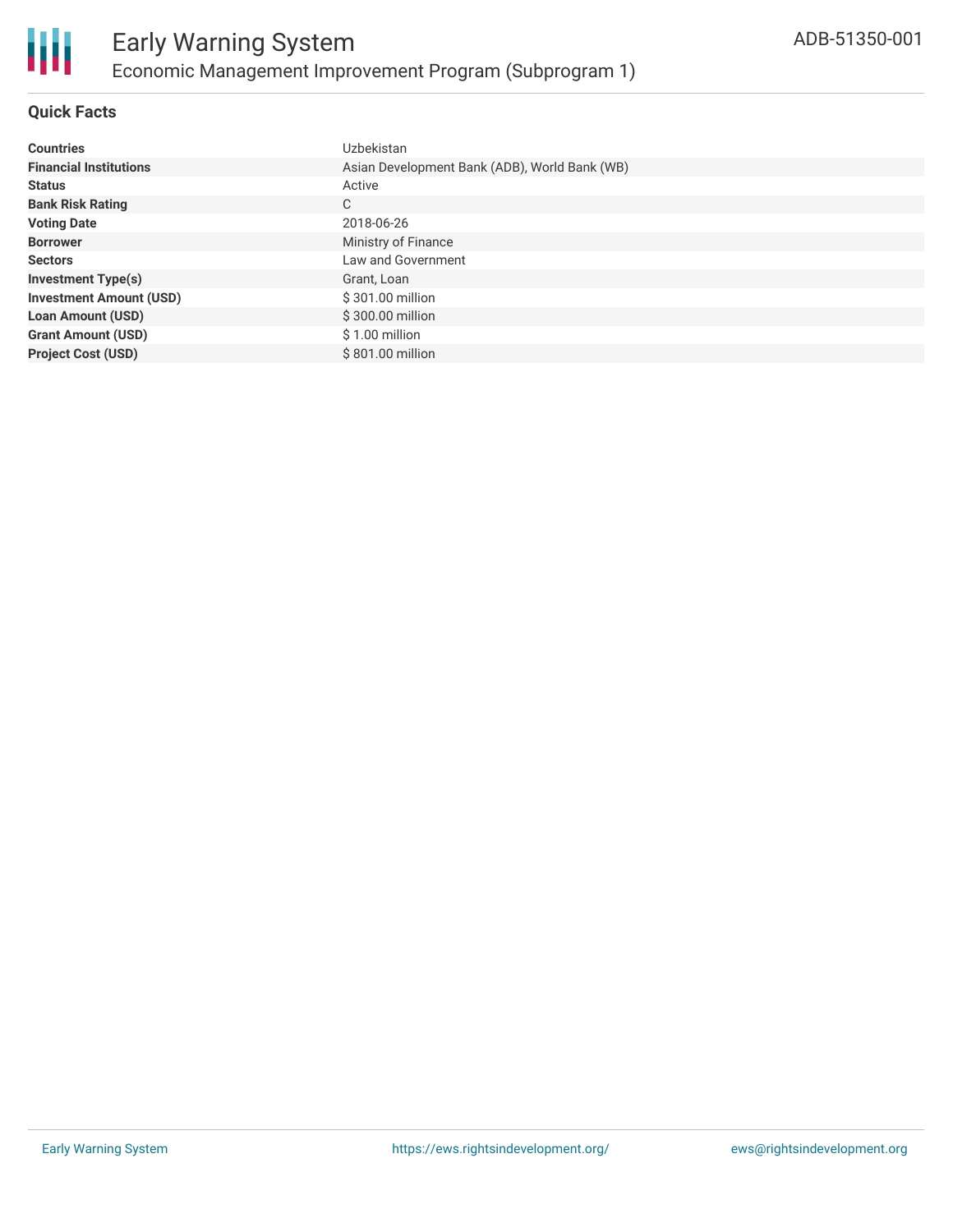# Early Warning System

## Economic Management Improvement Program (Subprogram 1)

ADB-51350-001

### Quick Facts

| | |
|---|---|
| **Countries** | Uzbekistan |
| **Financial Institutions** | Asian Development Bank (ADB), World Bank (WB) |
| **Status** | Active |
| **Bank Risk Rating** | C |
| **Voting Date** | 2018-06-26 |
| **Borrower** | Ministry of Finance |
| **Sectors** | Law and Government |
| **Investment Type(s)** | Grant, Loan |
| **Investment Amount (USD)** | $ 301.00 million |
| **Loan Amount (USD)** | $ 300.00 million |
| **Grant Amount (USD)** | $ 1.00 million |
| **Project Cost (USD)** | $ 801.00 million |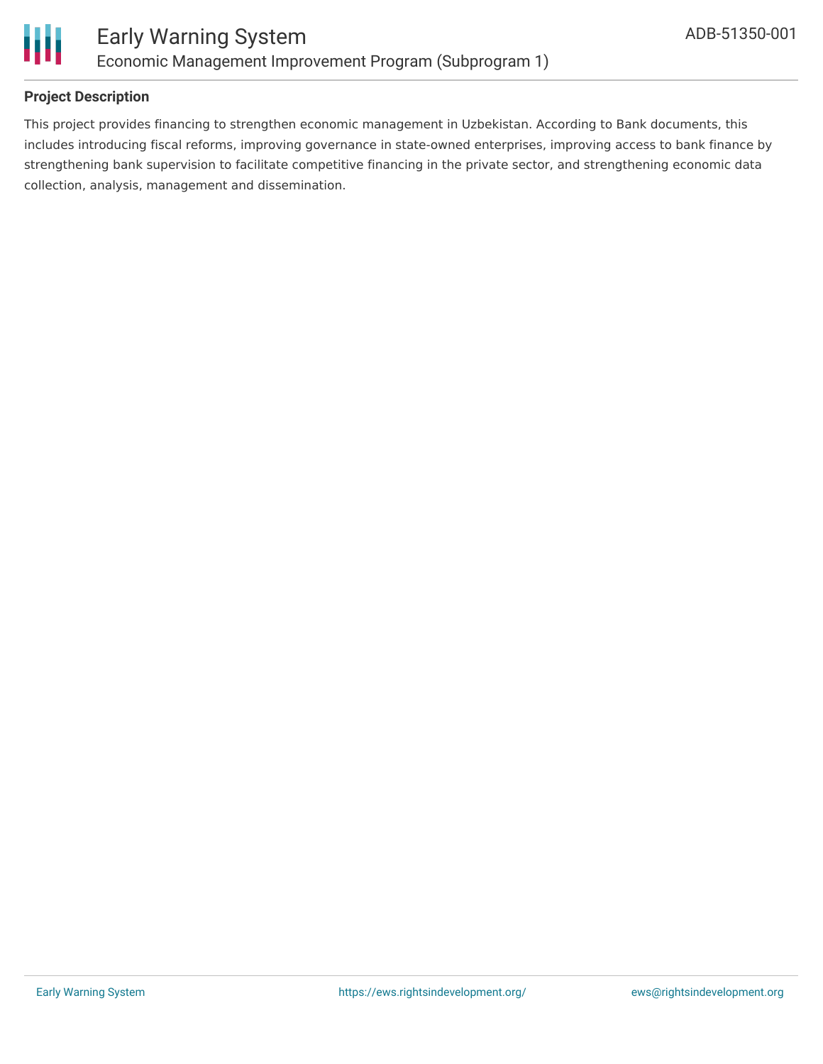## Project Description

This project provides financing to strengthen economic management in Uzbekistan. According to Bank documents, this includes introducing fiscal reforms, improving governance in state-owned enterprises, improving access to bank finance by strengthening bank supervision to facilitate competitive financing in the private sector, and strengthening economic data collection, analysis, management and dissemination.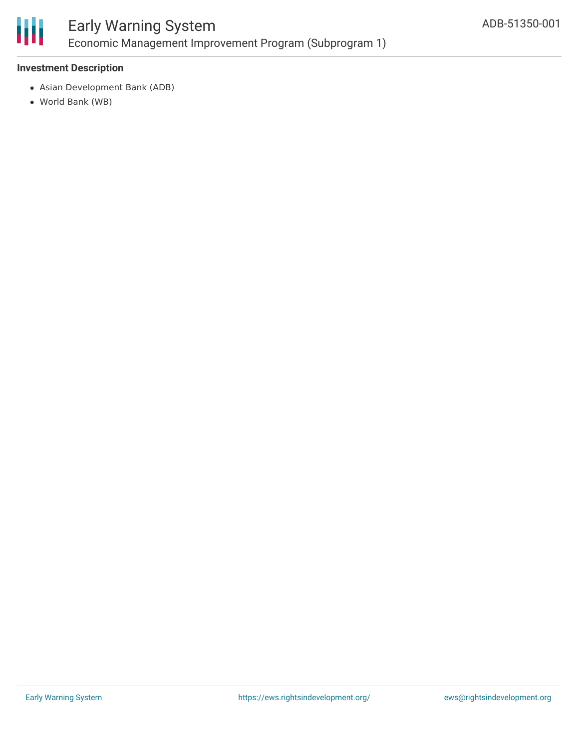### Investment Description

- Asian Development Bank (ADB)
- World Bank (WB)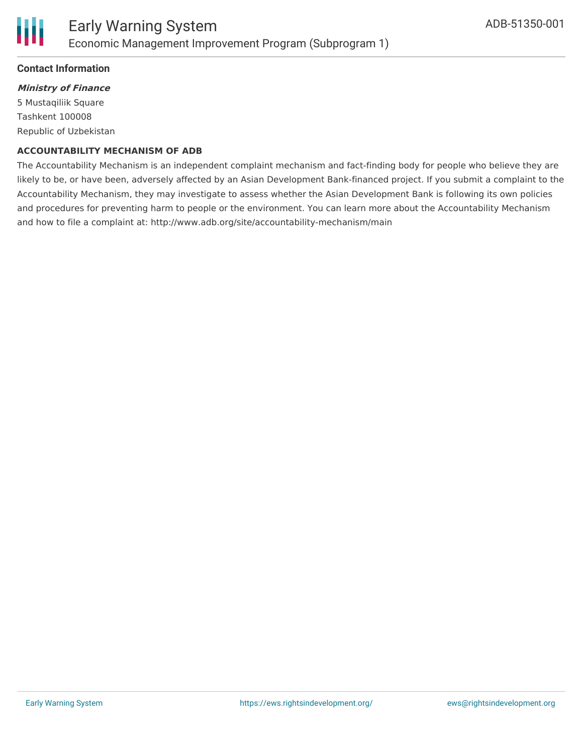## Contact Information

***Ministry of Finance***

5 Mustaqiliik Square

Tashkent 100008

Republic of Uzbekistan

**ACCOUNTABILITY MECHANISM OF ADB**

The Accountability Mechanism is an independent complaint mechanism and fact-finding body for people who believe they are likely to be, or have been, adversely affected by an Asian Development Bank-financed project. If you submit a complaint to the Accountability Mechanism, they may investigate to assess whether the Asian Development Bank is following its own policies and procedures for preventing harm to people or the environment. You can learn more about the Accountability Mechanism and how to file a complaint at: http://www.adb.org/site/accountability-mechanism/main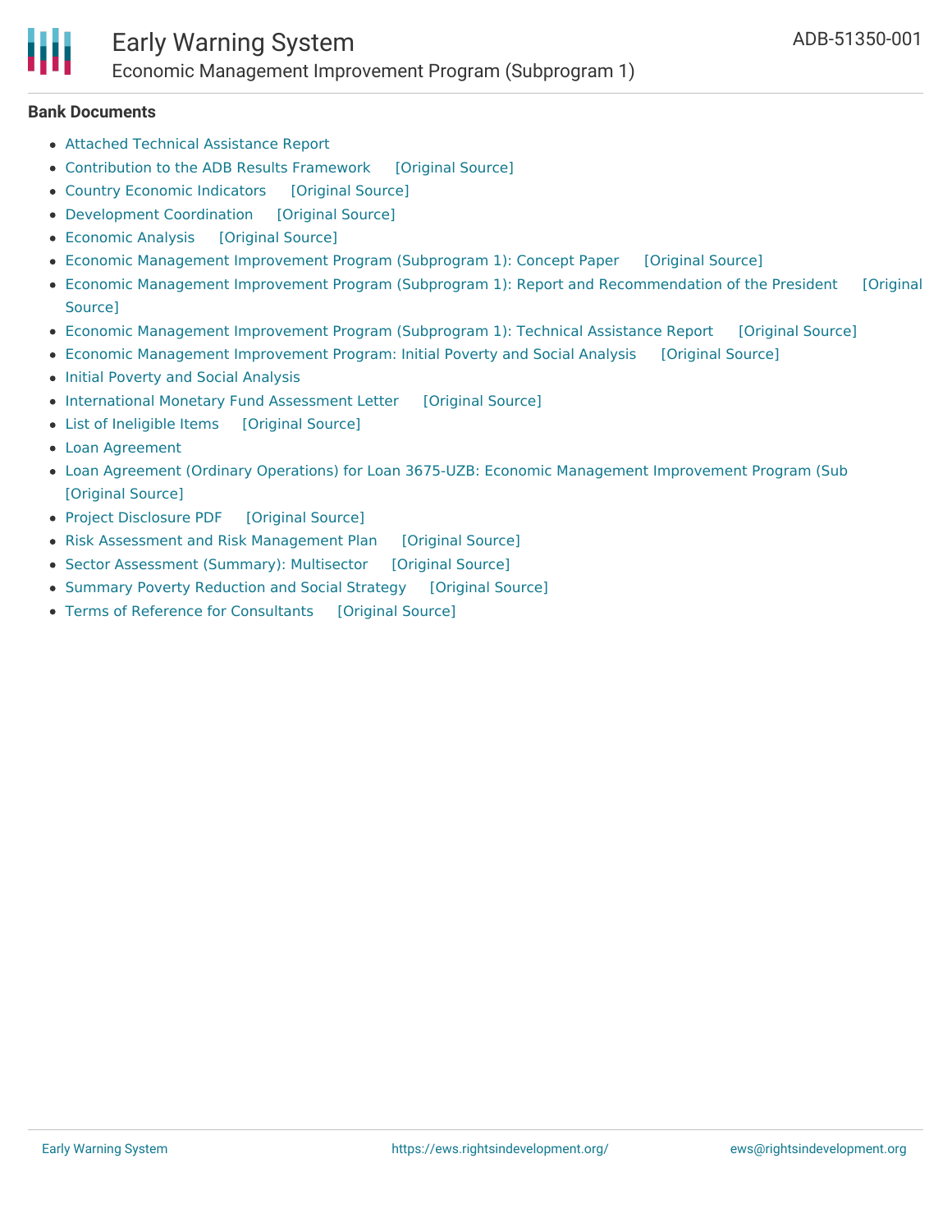## Bank Documents

- Attached Technical Assistance Report
- Contribution to the ADB Results Framework [Original Source]
- Country Economic Indicators [Original Source]
- Development Coordination [Original Source]
- Economic Analysis [Original Source]
- Economic Management Improvement Program (Subprogram 1): Concept Paper [Original Source]
- Economic Management Improvement Program (Subprogram 1): Report and Recommendation of the President [Original Source]
- Economic Management Improvement Program (Subprogram 1): Technical Assistance Report [Original Source]
- Economic Management Improvement Program: Initial Poverty and Social Analysis [Original Source]
- Initial Poverty and Social Analysis
- International Monetary Fund Assessment Letter [Original Source]
- List of Ineligible Items [Original Source]
- Loan Agreement
- Loan Agreement (Ordinary Operations) for Loan 3675-UZB: Economic Management Improvement Program (Sub [Original Source]
- Project Disclosure PDF [Original Source]
- Risk Assessment and Risk Management Plan [Original Source]
- Sector Assessment (Summary): Multisector [Original Source]
- Summary Poverty Reduction and Social Strategy [Original Source]
- Terms of Reference for Consultants [Original Source]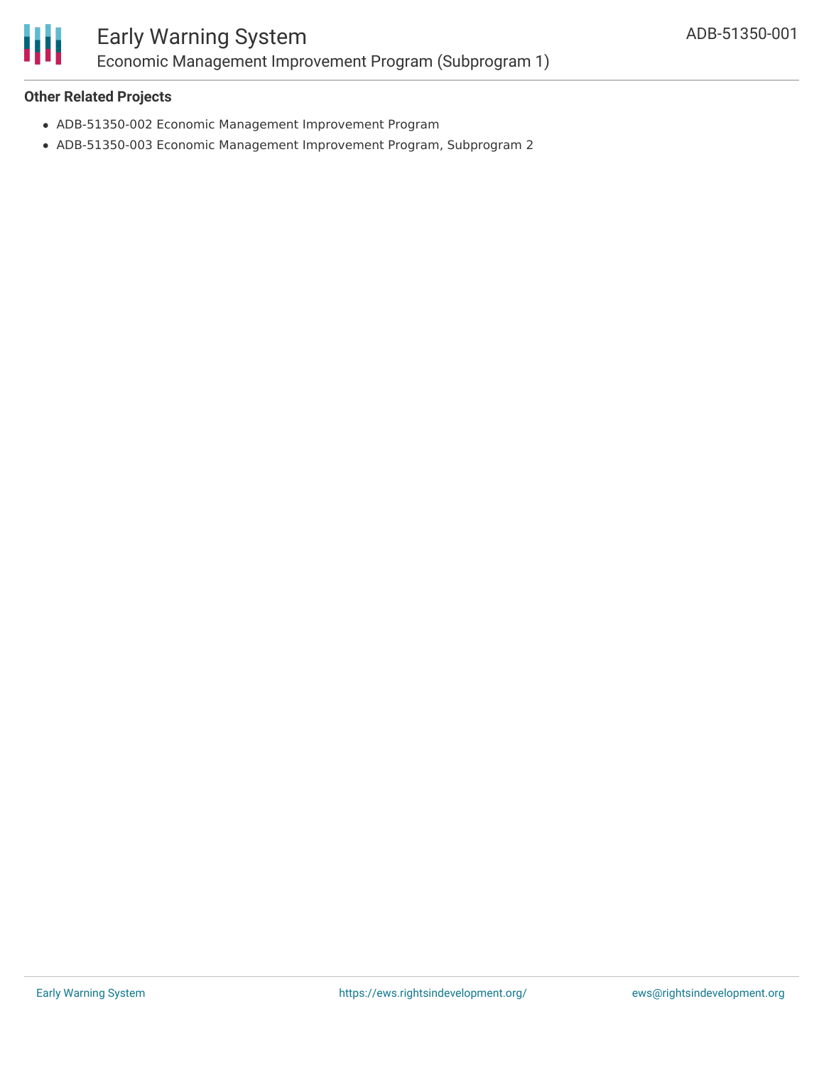### Other Related Projects

- ADB-51350-002 Economic Management Improvement Program
- ADB-51350-003 Economic Management Improvement Program, Subprogram 2